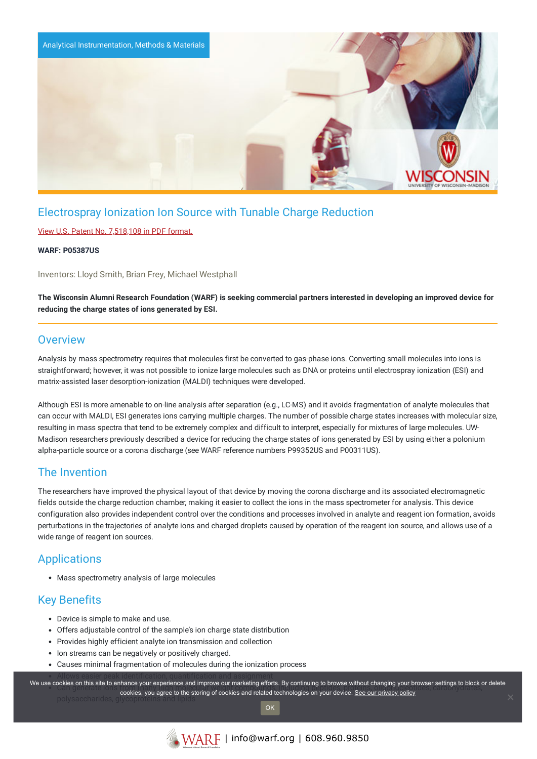Analytical Instrumentation, Methods & Materials

# Electrospray Ionization Ion Source with Tunable Charge Reduction

View U.S. Patent No. 7,518,108 in PDF format.

**WARF: P05387US**

Inventors: Lloyd Smith, Brian Frey, Michael Westphall

**The Wisconsin Alumni Research Foundation (WARF) is seeking commercial partners interested in developing an improved device for reducing the charge states of ions generated by ESI.**

## Overview

Analysis by mass spectrometry requires that molecules first be converted to gas-phase ions. Converting small molecules into ions is straightforward; however, it was not possible to ionize large molecules such as DNA or proteins until electrospray ionization (ESI) and matrix-assisted laser desorption-ionization (MALDI) techniques were developed.

Although ESI is more amenable to on-line analysis after separation (e.g., LC-MS) and it avoids fragmentation of analyte molecules that can occur with MALDI, ESI generates ions carrying multiple charges. The number of possible charge states increases with molecular size, resulting in mass spectra that tend to be extremely complex and difficult to interpret, especially for mixtures of large molecules. UW-Madison researchers previously described a device for reducing the charge states of ions generated by ESI by using either a polonium alpha-particle source or a corona discharge (see WARF reference numbers P99352US and P00311US).

## The Invention

The researchers have improved the physical layout of that device by moving the corona discharge and its associated electromagnetic fields outside the charge reduction chamber, making it easier to collect the ions in the mass spectrometer for analysis. This device configuration also provides independent control over the conditions and processes involved in analyte and reagent ion formation, avoids perturbations in the trajectories of analyte ions and charged droplets caused by operation of the reagent ion source, and allows use of a wide range of reagent ion sources.

## Applications

- Mass spectrometry analysis of large molecules

## Key Benefits

- Device is simple to make and use.
- Offers adjustable control of the sample's ion charge state distribution
- Provides highly efficient analyte ion transmission and collection
- Ion streams can be negatively or positively charged.
- Causes minimal fragmentation of molecules during the ionization process
- Allows easier peak identification, quantification and assignment
- Can generate ions of ... peptides, carbohydrates, polysaccharides, glycoproteins and lipids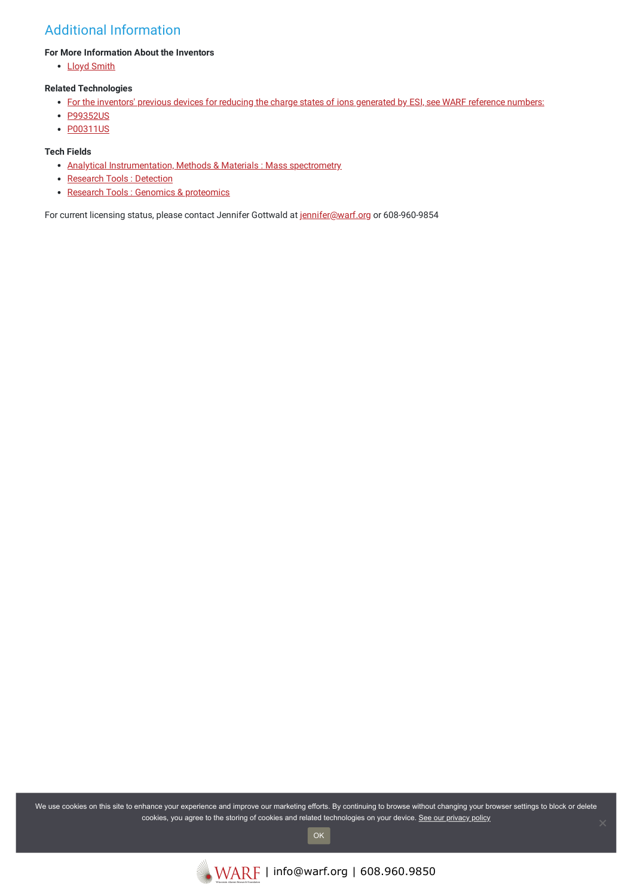## Additional Information

**For More Information About the Inventors**

- Lloyd Smith

**Related Technologies**

- For the inventors' previous devices for reducing the charge states of ions generated by ESI, see WARF reference numbers:
- P99352US
- P00311US

**Tech Fields**

- Analytical Instrumentation, Methods & Materials : Mass spectrometry
- Research Tools : Detection
- Research Tools : Genomics & proteomics

For current licensing status, please contact Jennifer Gottwald at jennifer@warf.org or 608-960-9854